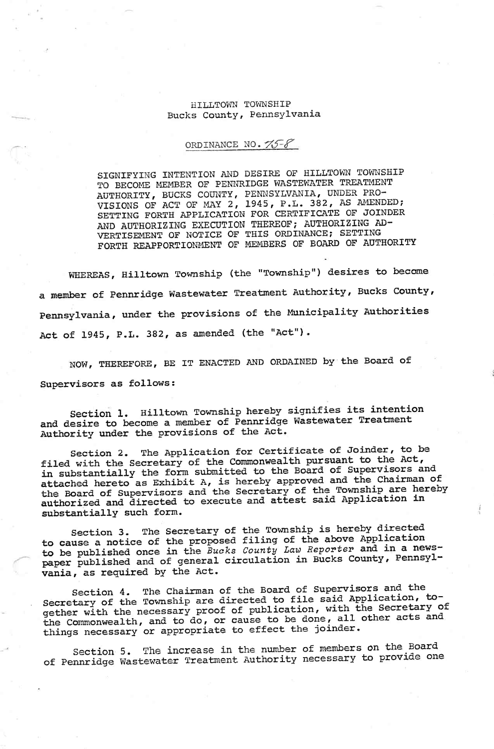HILLTOWN TOWNSHIP
Bucks County, Pennsylvania

ORDINANCE NO. 75-8

SIGNIFYING INTENTION AND DESIRE OF HILLTOWN TOWNSHIP TO BECOME MEMBER OF PENNRIDGE WASTEWATER TREATMENT AUTHORITY, BUCKS COUNTY, PENNSYLVANIA, UNDER PROVISIONS OF ACT OF MAY 2, 1945, P.L. 382, AS AMENDED; SETTING FORTH APPLICATION FOR CERTIFICATE OF JOINDER AND AUTHORIZING EXECUTION THEREOF; AUTHORIZING ADVERTISEMENT OF NOTICE OF THIS ORDINANCE; SETTING FORTH REAPPORTIONMENT OF MEMBERS OF BOARD OF AUTHORITY

WHEREAS, Hilltown Township (the "Township") desires to become a member of Pennridge Wastewater Treatment Authority, Bucks County, Pennsylvania, under the provisions of the Municipality Authorities Act of 1945, P.L. 382, as amended (the "Act").

NOW, THEREFORE, BE IT ENACTED AND ORDAINED by the Board of Supervisors as follows:

Section 1. Hilltown Township hereby signifies its intention and desire to become a member of Pennridge Wastewater Treatment Authority under the provisions of the Act.

Section 2. The Application for Certificate of Joinder, to be filed with the Secretary of the Commonwealth pursuant to the Act, in substantially the form submitted to the Board of Supervisors and attached hereto as Exhibit A, is hereby approved and the Chairman of the Board of Supervisors and the Secretary of the Township are hereby authorized and directed to execute and attest said Application in substantially such form.

Section 3. The Secretary of the Township is hereby directed to cause a notice of the proposed filing of the above Application to be published once in the *Bucks County Law Reporter* and in a newspaper published and of general circulation in Bucks County, Pennsylvania, as required by the Act.

Section 4. The Chairman of the Board of Supervisors and the Secretary of the Township are directed to file said Application, together with the necessary proof of publication, with the Secretary of the Commonwealth, and to do, or cause to be done, all other acts and things necessary or appropriate to effect the joinder.

Section 5. The increase in the number of members on the Board of Pennridge Wastewater Treatment Authority necessary to provide one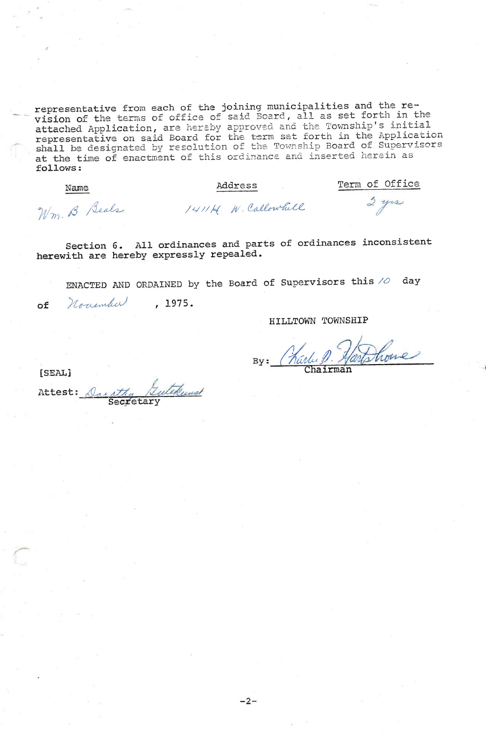representative from each of the joining municipalities and the revision of the terms of office of said Board, all as set forth in the attached Application, are hereby approved and the Township's initial representative on said Board for the term set forth in the Application shall be designated by resolution of the Township Board of Supervisors at the time of enactment of this ordinance and inserted herein as follows:

| Name | Address | Term of Office |
| --- | --- | --- |
| Wm. B Beals | 1411 H W. Callowhill | 2 yrs |

Section 6. All ordinances and parts of ordinances inconsistent herewith are hereby expressly repealed.

ENACTED AND ORDAINED by the Board of Supervisors this 10 day of November, 1975.

HILLTOWN TOWNSHIP

By: Charles D. Hartshorne
Chairman

[SEAL]

Attest: Dorothy Gutekunst
Secretary